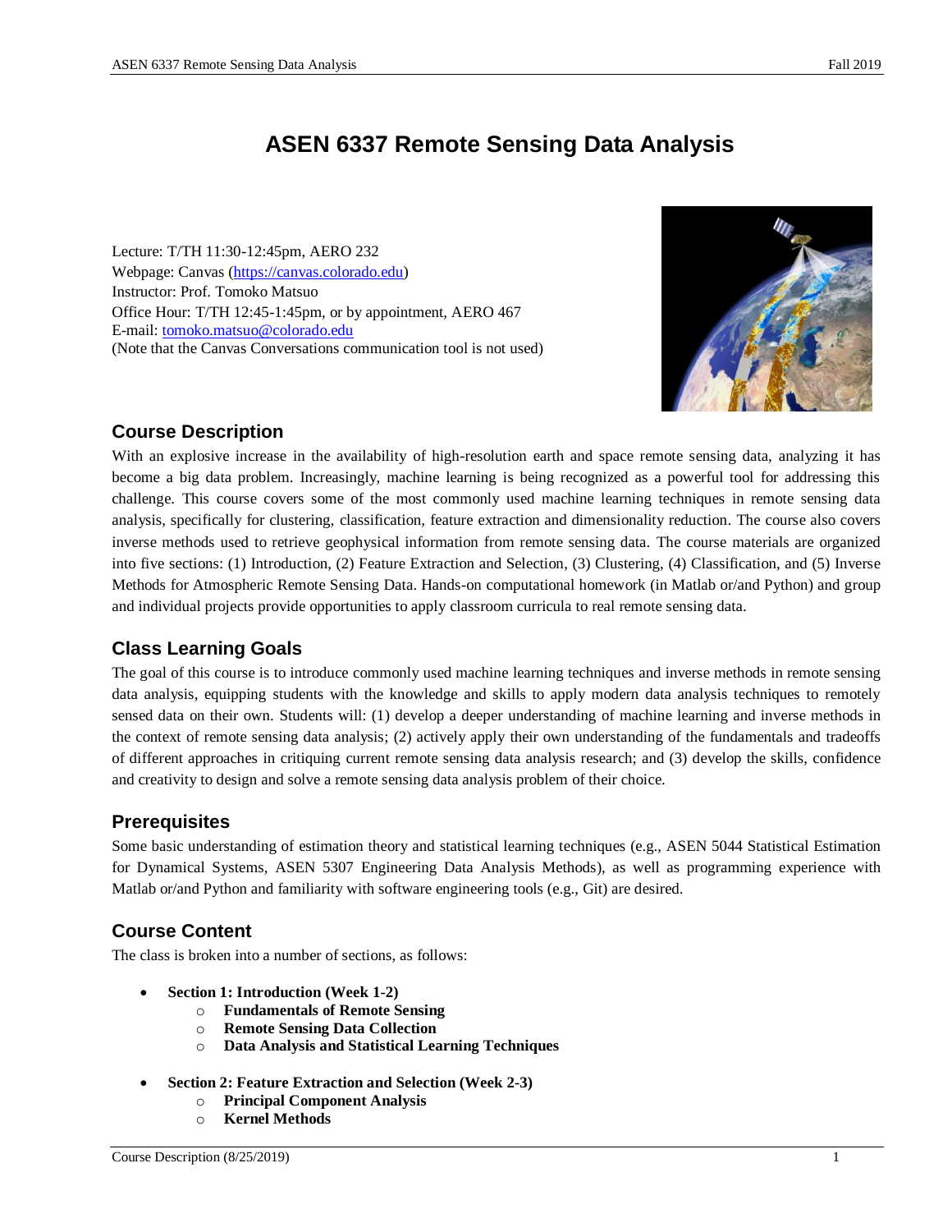# ASEN 6337 Remote Sensing Data Analysis

Lecture: T/TH 11:30-12:45pm, AERO 232
Webpage: Canvas (https://canvas.colorado.edu)
Instructor: Prof. Tomoko Matsuo
Office Hour: T/TH 12:45-1:45pm, or by appointment, AERO 467
E-mail: tomoko.matsuo@colorado.edu
(Note that the Canvas Conversations communication tool is not used)

## Course Description

With an explosive increase in the availability of high-resolution earth and space remote sensing data, analyzing it has become a big data problem. Increasingly, machine learning is being recognized as a powerful tool for addressing this challenge. This course covers some of the most commonly used machine learning techniques in remote sensing data analysis, specifically for clustering, classification, feature extraction and dimensionality reduction. The course also covers inverse methods used to retrieve geophysical information from remote sensing data. The course materials are organized into five sections: (1) Introduction, (2) Feature Extraction and Selection, (3) Clustering, (4) Classification, and (5) Inverse Methods for Atmospheric Remote Sensing Data. Hands-on computational homework (in Matlab or/and Python) and group and individual projects provide opportunities to apply classroom curricula to real remote sensing data.

## Class Learning Goals

The goal of this course is to introduce commonly used machine learning techniques and inverse methods in remote sensing data analysis, equipping students with the knowledge and skills to apply modern data analysis techniques to remotely sensed data on their own. Students will: (1) develop a deeper understanding of machine learning and inverse methods in the context of remote sensing data analysis; (2) actively apply their own understanding of the fundamentals and tradeoffs of different approaches in critiquing current remote sensing data analysis research; and (3) develop the skills, confidence and creativity to design and solve a remote sensing data analysis problem of their choice.

## Prerequisites

Some basic understanding of estimation theory and statistical learning techniques (e.g., ASEN 5044 Statistical Estimation for Dynamical Systems, ASEN 5307 Engineering Data Analysis Methods), as well as programming experience with Matlab or/and Python and familiarity with software engineering tools (e.g., Git) are desired.

## Course Content

The class is broken into a number of sections, as follows:

- **Section 1: Introduction (Week 1-2)**
  - **Fundamentals of Remote Sensing**
  - **Remote Sensing Data Collection**
  - **Data Analysis and Statistical Learning Techniques**

- **Section 2: Feature Extraction and Selection (Week 2-3)**
  - **Principal Component Analysis**
  - **Kernel Methods**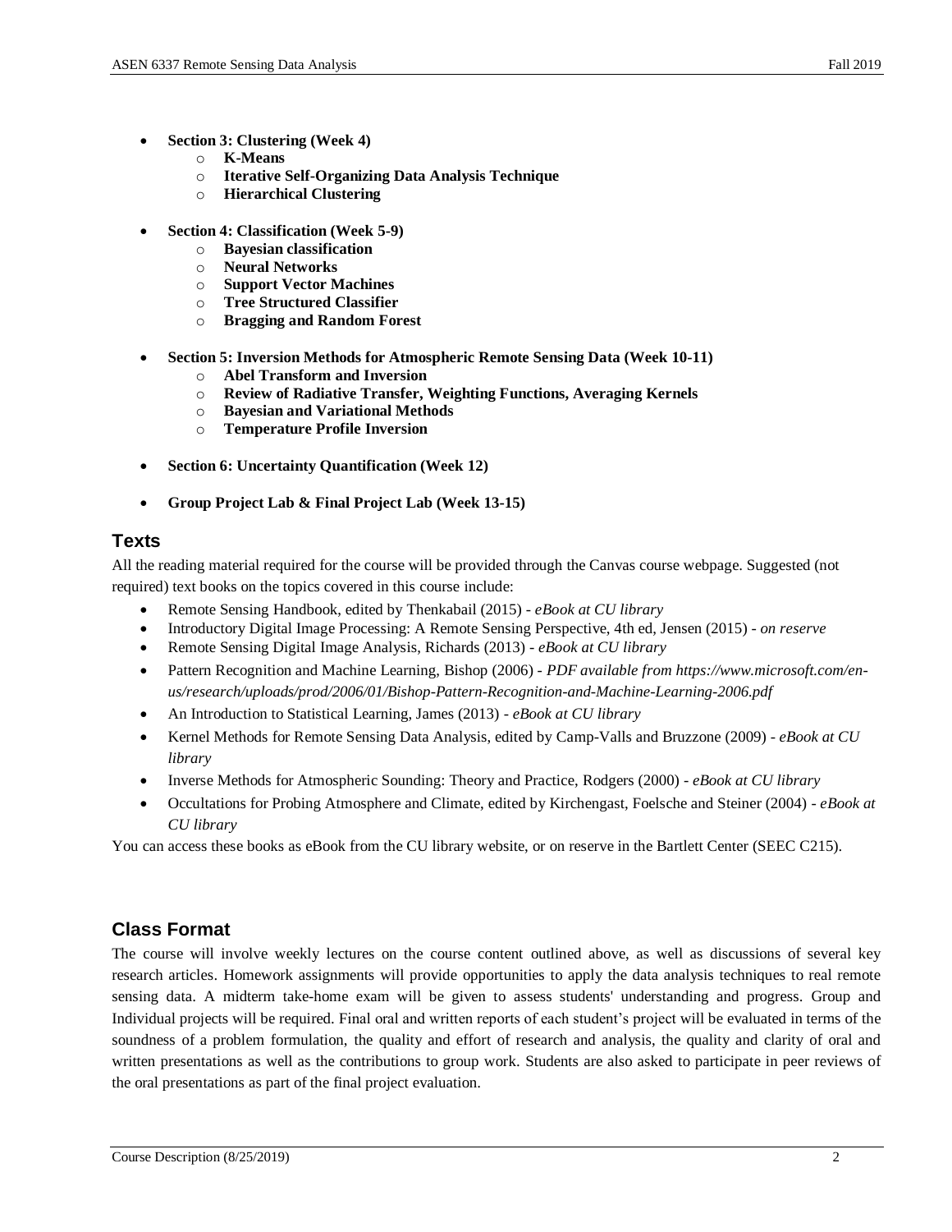- **Section 3: Clustering (Week 4)**
  - **K-Means**
  - **Iterative Self-Organizing Data Analysis Technique**
  - **Hierarchical Clustering**

- **Section 4: Classification (Week 5-9)**
  - **Bayesian classification**
  - **Neural Networks**
  - **Support Vector Machines**
  - **Tree Structured Classifier**
  - **Bragging and Random Forest**

- **Section 5: Inversion Methods for Atmospheric Remote Sensing Data (Week 10-11)**
  - **Abel Transform and Inversion**
  - **Review of Radiative Transfer, Weighting Functions, Averaging Kernels**
  - **Bayesian and Variational Methods**
  - **Temperature Profile Inversion**

- **Section 6: Uncertainty Quantification (Week 12)**

- **Group Project Lab & Final Project Lab (Week 13-15)**

## Texts

All the reading material required for the course will be provided through the Canvas course webpage. Suggested (not required) text books on the topics covered in this course include:

- Remote Sensing Handbook, edited by Thenkabail (2015) - *eBook at CU library*
- Introductory Digital Image Processing: A Remote Sensing Perspective, 4th ed, Jensen (2015) - *on reserve*
- Remote Sensing Digital Image Analysis, Richards (2013) - *eBook at CU library*
- Pattern Recognition and Machine Learning, Bishop (2006) - *PDF available from https://www.microsoft.com/en-us/research/uploads/prod/2006/01/Bishop-Pattern-Recognition-and-Machine-Learning-2006.pdf*
- An Introduction to Statistical Learning, James (2013) - *eBook at CU library*
- Kernel Methods for Remote Sensing Data Analysis, edited by Camp-Valls and Bruzzone (2009) - *eBook at CU library*
- Inverse Methods for Atmospheric Sounding: Theory and Practice, Rodgers (2000) - *eBook at CU library*
- Occultations for Probing Atmosphere and Climate, edited by Kirchengast, Foelsche and Steiner (2004) - *eBook at CU library*

You can access these books as eBook from the CU library website, or on reserve in the Bartlett Center (SEEC C215).

## Class Format

The course will involve weekly lectures on the course content outlined above, as well as discussions of several key research articles. Homework assignments will provide opportunities to apply the data analysis techniques to real remote sensing data. A midterm take-home exam will be given to assess students' understanding and progress. Group and Individual projects will be required. Final oral and written reports of each student's project will be evaluated in terms of the soundness of a problem formulation, the quality and effort of research and analysis, the quality and clarity of oral and written presentations as well as the contributions to group work. Students are also asked to participate in peer reviews of the oral presentations as part of the final project evaluation.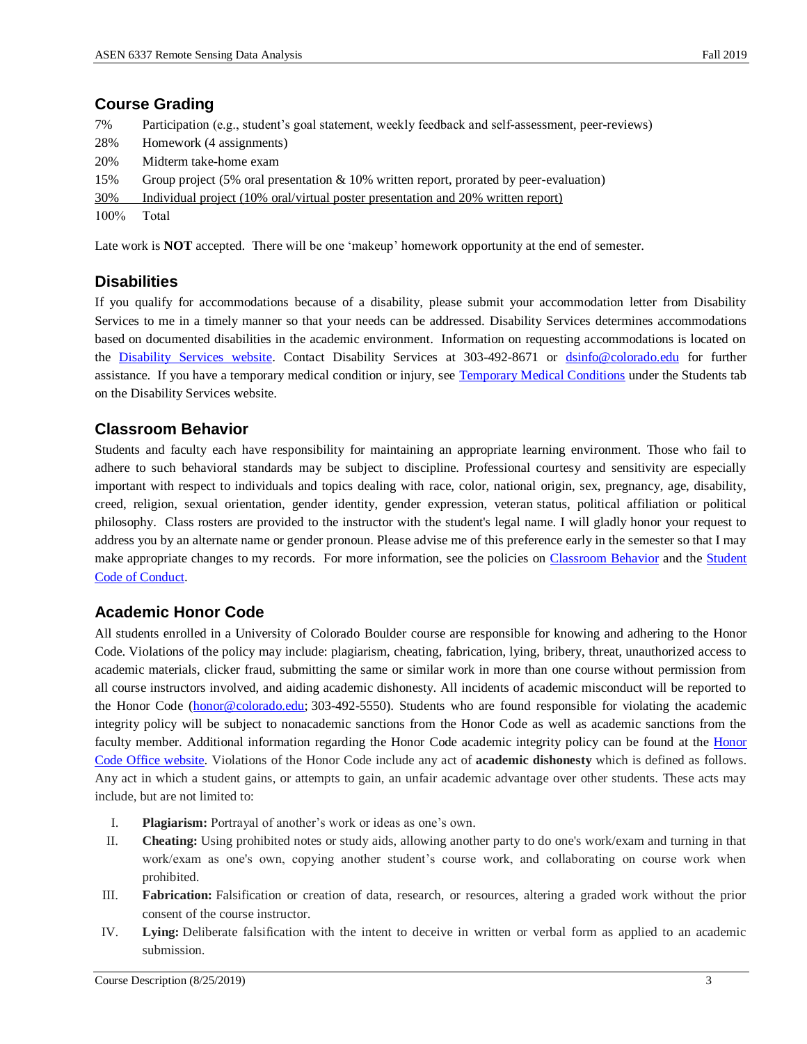## Course Grading

| | |
|---|---|
| 7% | Participation (e.g., student's goal statement, weekly feedback and self-assessment, peer-reviews) |
| 28% | Homework (4 assignments) |
| 20% | Midterm take-home exam |
| 15% | Group project (5% oral presentation & 10% written report, prorated by peer-evaluation) |
| 30% | Individual project (10% oral/virtual poster presentation and 20% written report) |
| 100% | Total |

Late work is **NOT** accepted. There will be one 'makeup' homework opportunity at the end of semester.

## Disabilities

If you qualify for accommodations because of a disability, please submit your accommodation letter from Disability Services to me in a timely manner so that your needs can be addressed. Disability Services determines accommodations based on documented disabilities in the academic environment. Information on requesting accommodations is located on the Disability Services website. Contact Disability Services at 303-492-8671 or dsinfo@colorado.edu for further assistance. If you have a temporary medical condition or injury, see Temporary Medical Conditions under the Students tab on the Disability Services website.

## Classroom Behavior

Students and faculty each have responsibility for maintaining an appropriate learning environment. Those who fail to adhere to such behavioral standards may be subject to discipline. Professional courtesy and sensitivity are especially important with respect to individuals and topics dealing with race, color, national origin, sex, pregnancy, age, disability, creed, religion, sexual orientation, gender identity, gender expression, veteran status, political affiliation or political philosophy. Class rosters are provided to the instructor with the student's legal name. I will gladly honor your request to address you by an alternate name or gender pronoun. Please advise me of this preference early in the semester so that I may make appropriate changes to my records. For more information, see the policies on Classroom Behavior and the Student Code of Conduct.

## Academic Honor Code

All students enrolled in a University of Colorado Boulder course are responsible for knowing and adhering to the Honor Code. Violations of the policy may include: plagiarism, cheating, fabrication, lying, bribery, threat, unauthorized access to academic materials, clicker fraud, submitting the same or similar work in more than one course without permission from all course instructors involved, and aiding academic dishonesty. All incidents of academic misconduct will be reported to the Honor Code (honor@colorado.edu; 303-492-5550). Students who are found responsible for violating the academic integrity policy will be subject to nonacademic sanctions from the Honor Code as well as academic sanctions from the faculty member. Additional information regarding the Honor Code academic integrity policy can be found at the Honor Code Office website. Violations of the Honor Code include any act of **academic dishonesty** which is defined as follows. Any act in which a student gains, or attempts to gain, an unfair academic advantage over other students. These acts may include, but are not limited to:

I. **Plagiarism:** Portrayal of another's work or ideas as one's own.

II. **Cheating:** Using prohibited notes or study aids, allowing another party to do one's work/exam and turning in that work/exam as one's own, copying another student's course work, and collaborating on course work when prohibited.

III. **Fabrication:** Falsification or creation of data, research, or resources, altering a graded work without the prior consent of the course instructor.

IV. **Lying:** Deliberate falsification with the intent to deceive in written or verbal form as applied to an academic submission.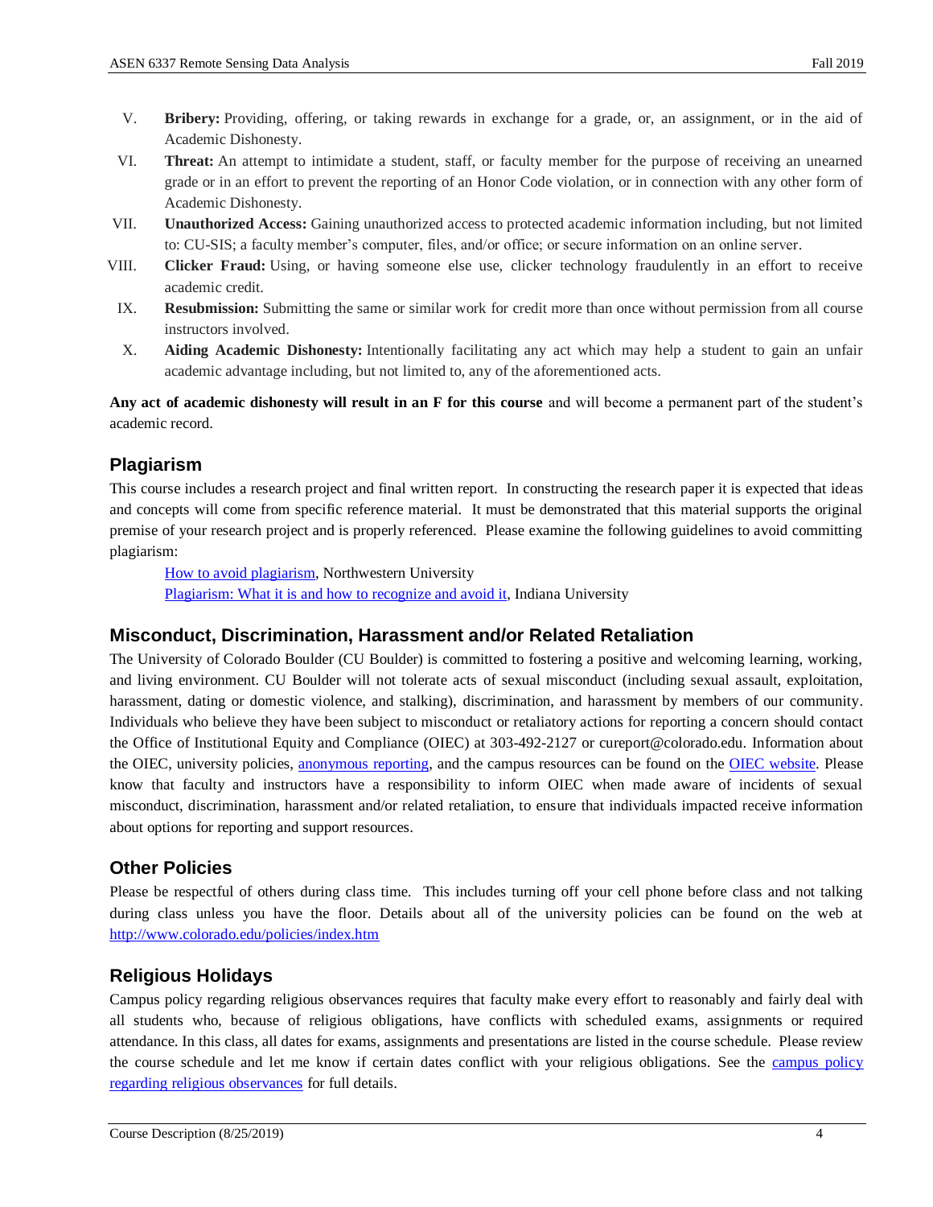V. **Bribery:** Providing, offering, or taking rewards in exchange for a grade, or, an assignment, or in the aid of Academic Dishonesty.

VI. **Threat:** An attempt to intimidate a student, staff, or faculty member for the purpose of receiving an unearned grade or in an effort to prevent the reporting of an Honor Code violation, or in connection with any other form of Academic Dishonesty.

VII. **Unauthorized Access:** Gaining unauthorized access to protected academic information including, but not limited to: CU-SIS; a faculty member's computer, files, and/or office; or secure information on an online server.

VIII. **Clicker Fraud:** Using, or having someone else use, clicker technology fraudulently in an effort to receive academic credit.

IX. **Resubmission:** Submitting the same or similar work for credit more than once without permission from all course instructors involved.

X. **Aiding Academic Dishonesty:** Intentionally facilitating any act which may help a student to gain an unfair academic advantage including, but not limited to, any of the aforementioned acts.

**Any act of academic dishonesty will result in an F for this course** and will become a permanent part of the student's academic record.

## Plagiarism

This course includes a research project and final written report. In constructing the research paper it is expected that ideas and concepts will come from specific reference material. It must be demonstrated that this material supports the original premise of your research project and is properly referenced. Please examine the following guidelines to avoid committing plagiarism:

How to avoid plagiarism, Northwestern University
Plagiarism: What it is and how to recognize and avoid it, Indiana University

## Misconduct, Discrimination, Harassment and/or Related Retaliation

The University of Colorado Boulder (CU Boulder) is committed to fostering a positive and welcoming learning, working, and living environment. CU Boulder will not tolerate acts of sexual misconduct (including sexual assault, exploitation, harassment, dating or domestic violence, and stalking), discrimination, and harassment by members of our community. Individuals who believe they have been subject to misconduct or retaliatory actions for reporting a concern should contact the Office of Institutional Equity and Compliance (OIEC) at 303-492-2127 or cureport@colorado.edu. Information about the OIEC, university policies, anonymous reporting, and the campus resources can be found on the OIEC website. Please know that faculty and instructors have a responsibility to inform OIEC when made aware of incidents of sexual misconduct, discrimination, harassment and/or related retaliation, to ensure that individuals impacted receive information about options for reporting and support resources.

## Other Policies

Please be respectful of others during class time. This includes turning off your cell phone before class and not talking during class unless you have the floor. Details about all of the university policies can be found on the web at http://www.colorado.edu/policies/index.htm

## Religious Holidays

Campus policy regarding religious observances requires that faculty make every effort to reasonably and fairly deal with all students who, because of religious obligations, have conflicts with scheduled exams, assignments or required attendance. In this class, all dates for exams, assignments and presentations are listed in the course schedule. Please review the course schedule and let me know if certain dates conflict with your religious obligations. See the campus policy regarding religious observances for full details.